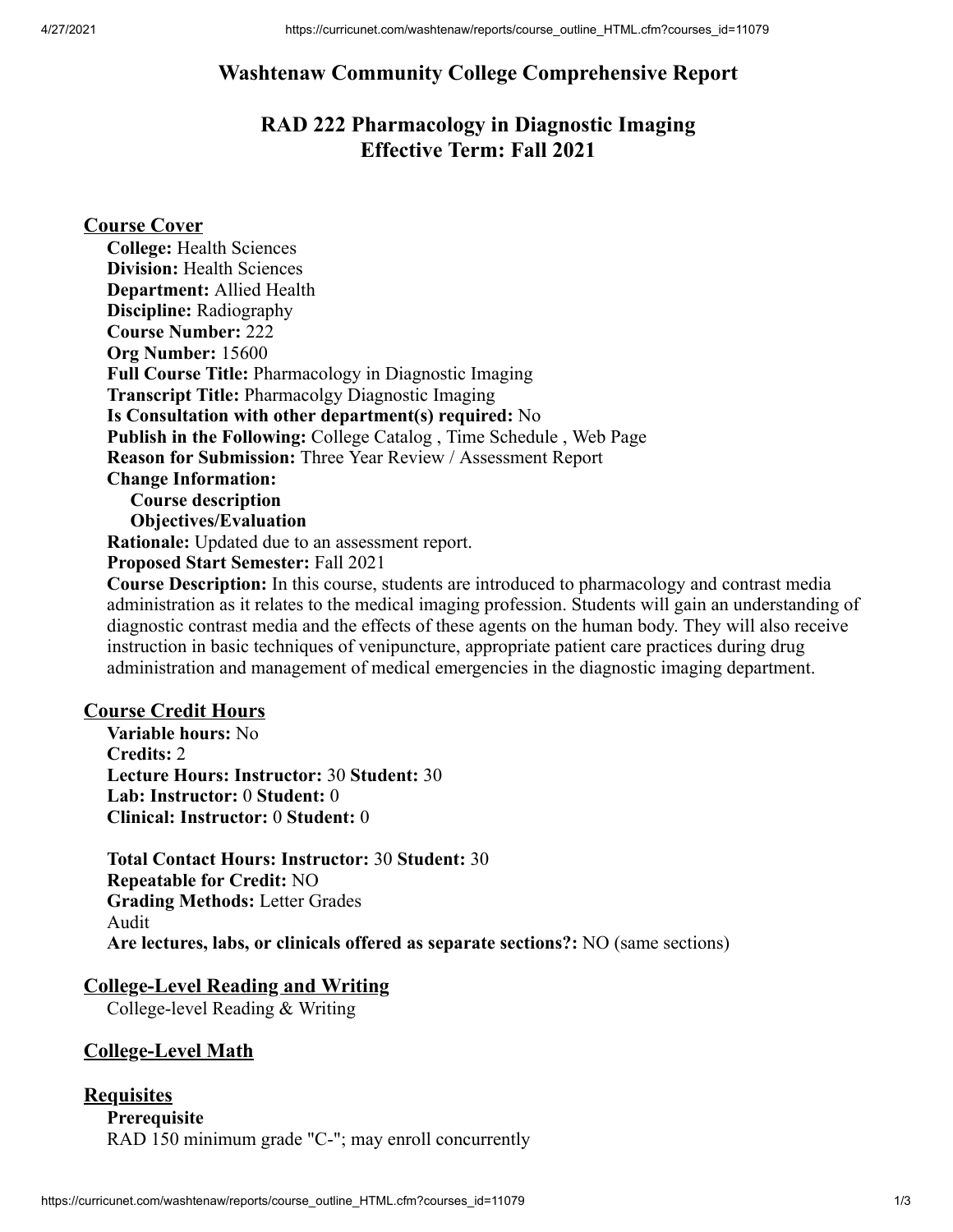# Washtenaw Community College Comprehensive Report

## RAD 222 Pharmacology in Diagnostic Imaging
## Effective Term: Fall 2021

### Course Cover

**College:** Health Sciences
**Division:** Health Sciences
**Department:** Allied Health
**Discipline:** Radiography
**Course Number:** 222
**Org Number:** 15600
**Full Course Title:** Pharmacology in Diagnostic Imaging
**Transcript Title:** Pharmacolgy Diagnostic Imaging
**Is Consultation with other department(s) required:** No
**Publish in the Following:** College Catalog , Time Schedule , Web Page
**Reason for Submission:** Three Year Review / Assessment Report
**Change Information:**
**Course description**
**Objectives/Evaluation**
**Rationale:** Updated due to an assessment report.
**Proposed Start Semester:** Fall 2021
**Course Description:** In this course, students are introduced to pharmacology and contrast media administration as it relates to the medical imaging profession. Students will gain an understanding of diagnostic contrast media and the effects of these agents on the human body. They will also receive instruction in basic techniques of venipuncture, appropriate patient care practices during drug administration and management of medical emergencies in the diagnostic imaging department.

### Course Credit Hours

**Variable hours:** No
**Credits:** 2
**Lecture Hours: Instructor:** 30 **Student:** 30
**Lab: Instructor:** 0 **Student:** 0
**Clinical: Instructor:** 0 **Student:** 0

**Total Contact Hours: Instructor:** 30 **Student:** 30
**Repeatable for Credit:** NO
**Grading Methods:** Letter Grades
Audit
**Are lectures, labs, or clinicals offered as separate sections?:** NO (same sections)

### College-Level Reading and Writing

College-level Reading & Writing

### College-Level Math

### Requisites

**Prerequisite**
RAD 150 minimum grade "C-"; may enroll concurrently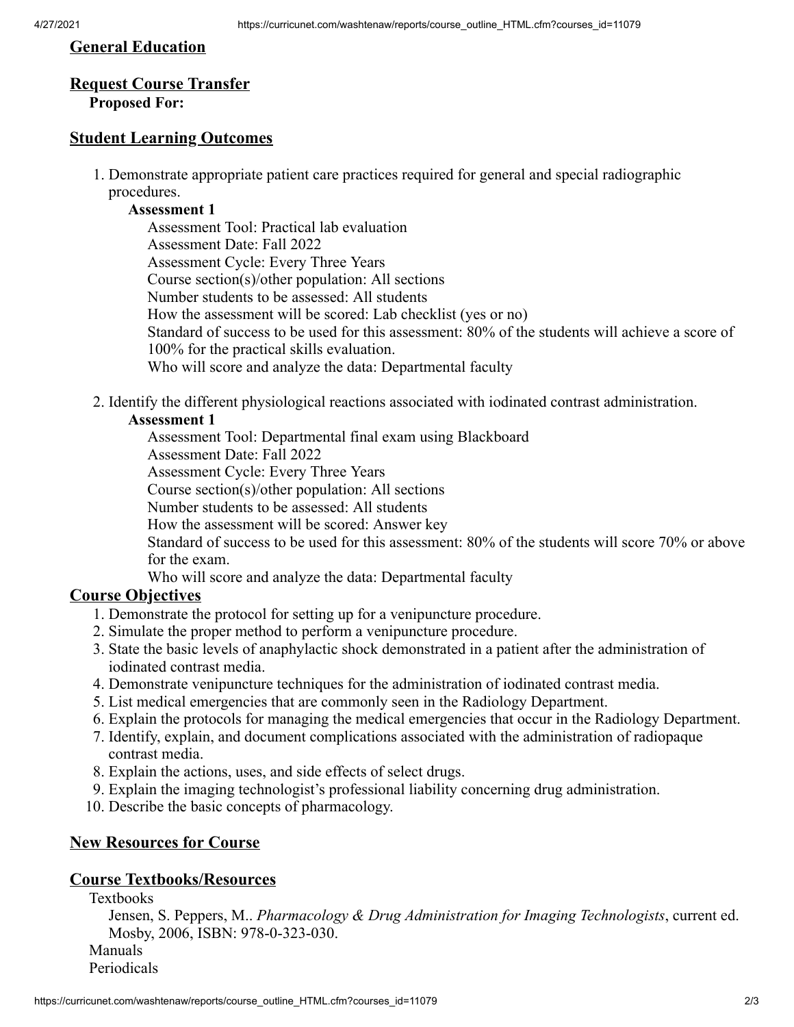## General Education

## Request Course Transfer

**Proposed For:**

## Student Learning Outcomes

1. Demonstrate appropriate patient care practices required for general and special radiographic procedures.

   **Assessment 1**

   Assessment Tool: Practical lab evaluation
   Assessment Date: Fall 2022
   Assessment Cycle: Every Three Years
   Course section(s)/other population: All sections
   Number students to be assessed: All students
   How the assessment will be scored: Lab checklist (yes or no)
   Standard of success to be used for this assessment: 80% of the students will achieve a score of 100% for the practical skills evaluation.
   Who will score and analyze the data: Departmental faculty

2. Identify the different physiological reactions associated with iodinated contrast administration.

   **Assessment 1**

   Assessment Tool: Departmental final exam using Blackboard
   Assessment Date: Fall 2022
   Assessment Cycle: Every Three Years
   Course section(s)/other population: All sections
   Number students to be assessed: All students
   How the assessment will be scored: Answer key
   Standard of success to be used for this assessment: 80% of the students will score 70% or above for the exam.
   Who will score and analyze the data: Departmental faculty

## Course Objectives

1. Demonstrate the protocol for setting up for a venipuncture procedure.
2. Simulate the proper method to perform a venipuncture procedure.
3. State the basic levels of anaphylactic shock demonstrated in a patient after the administration of iodinated contrast media.
4. Demonstrate venipuncture techniques for the administration of iodinated contrast media.
5. List medical emergencies that are commonly seen in the Radiology Department.
6. Explain the protocols for managing the medical emergencies that occur in the Radiology Department.
7. Identify, explain, and document complications associated with the administration of radiopaque contrast media.
8. Explain the actions, uses, and side effects of select drugs.
9. Explain the imaging technologist's professional liability concerning drug administration.
10. Describe the basic concepts of pharmacology.

## New Resources for Course

## Course Textbooks/Resources

Textbooks

Jensen, S. Peppers, M.. *Pharmacology & Drug Administration for Imaging Technologists*, current ed. Mosby, 2006, ISBN: 978-0-323-030.

Manuals

Periodicals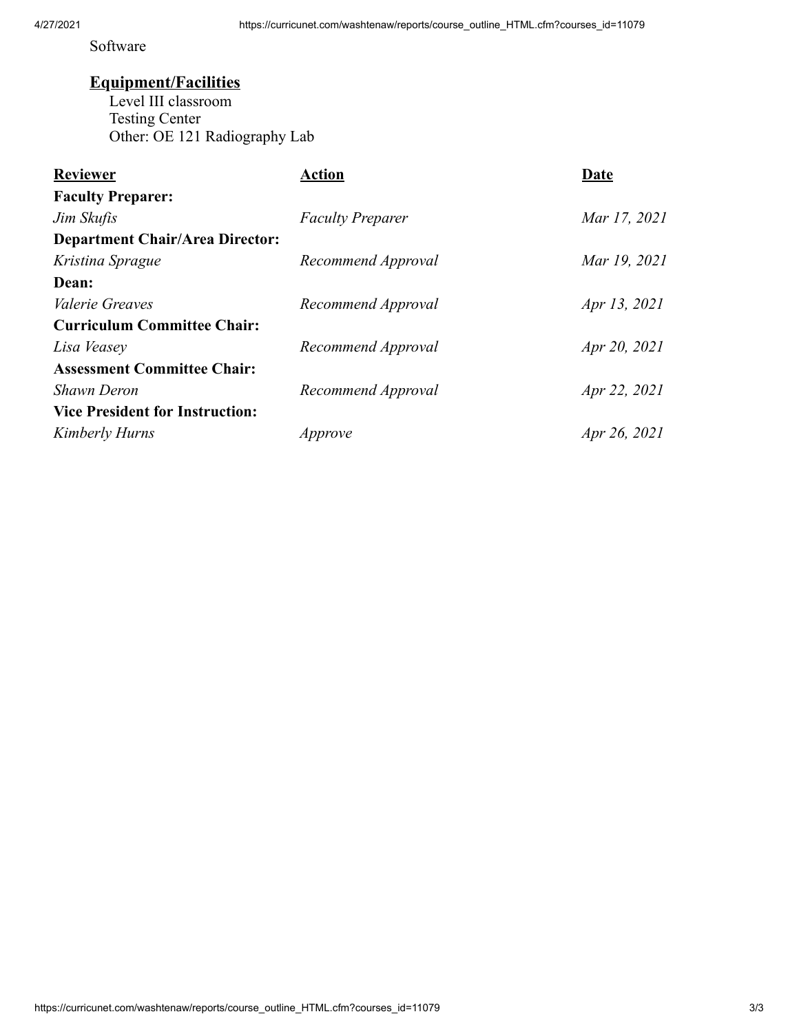Software

## Equipment/Facilities

Level III classroom
Testing Center
Other: OE 121 Radiography Lab

| Reviewer | Action | Date |
|---|---|---|
| **Faculty Preparer:** | | |
| *Jim Skufis* | *Faculty Preparer* | *Mar 17, 2021* |
| **Department Chair/Area Director:** | | |
| *Kristina Sprague* | *Recommend Approval* | *Mar 19, 2021* |
| **Dean:** | | |
| *Valerie Greaves* | *Recommend Approval* | *Apr 13, 2021* |
| **Curriculum Committee Chair:** | | |
| *Lisa Veasey* | *Recommend Approval* | *Apr 20, 2021* |
| **Assessment Committee Chair:** | | |
| *Shawn Deron* | *Recommend Approval* | *Apr 22, 2021* |
| **Vice President for Instruction:** | | |
| *Kimberly Hurns* | *Approve* | *Apr 26, 2021* |